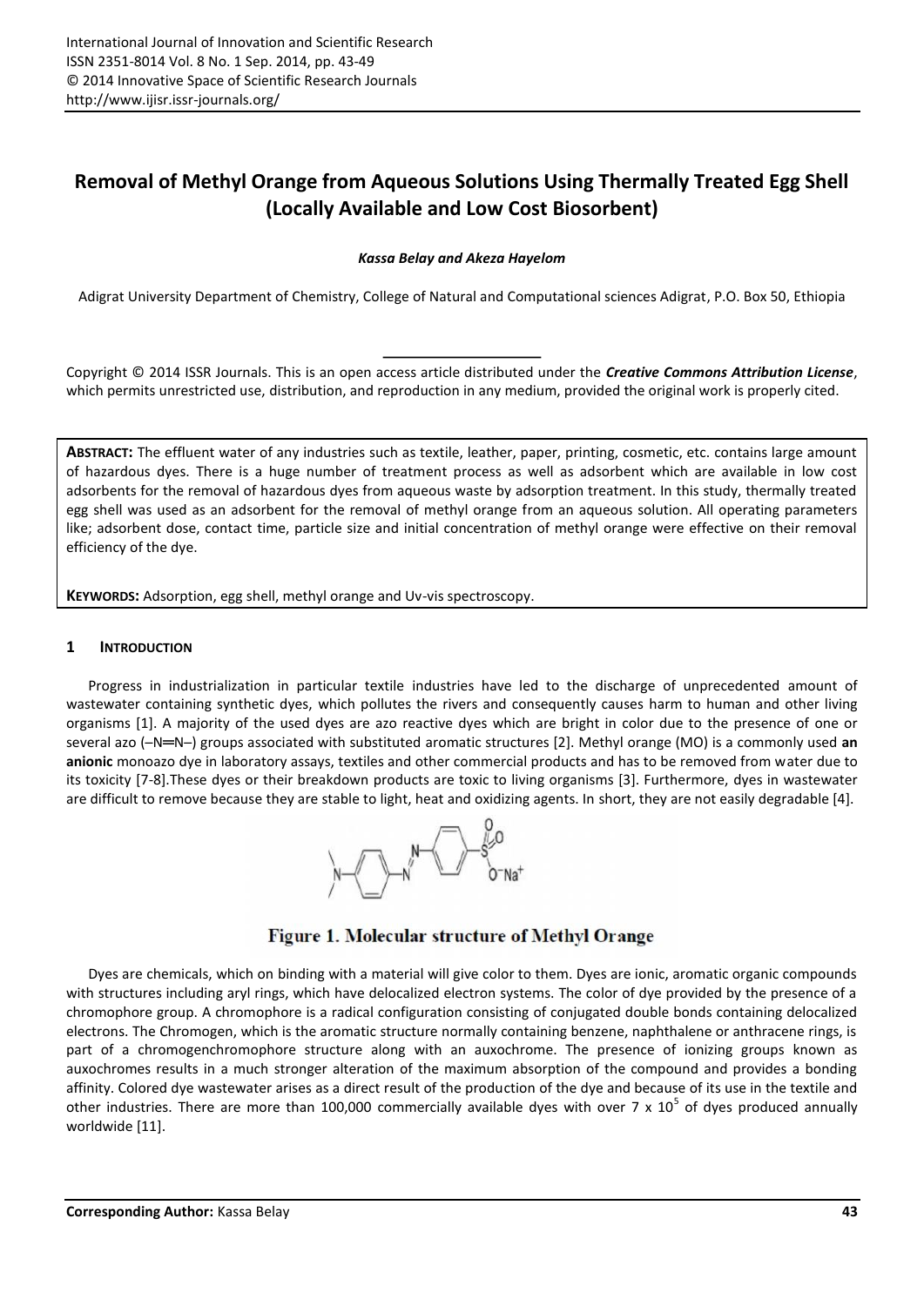# Removal of Methyl Orange from Aqueous Solutions Using Thermally Treated Egg Shell (Locally Available and Low Cost Biosorbent)

***Kassa Belay and Akeza Hayelom***

Adigrat University Department of Chemistry, College of Natural and Computational sciences Adigrat, P.O. Box 50, Ethiopia

Copyright © 2014 ISSR Journals. This is an open access article distributed under the ***Creative Commons Attribution License***, which permits unrestricted use, distribution, and reproduction in any medium, provided the original work is properly cited.

**ABSTRACT:** The effluent water of any industries such as textile, leather, paper, printing, cosmetic, etc. contains large amount of hazardous dyes. There is a huge number of treatment process as well as adsorbent which are available in low cost adsorbents for the removal of hazardous dyes from aqueous waste by adsorption treatment. In this study, thermally treated egg shell was used as an adsorbent for the removal of methyl orange from an aqueous solution. All operating parameters like; adsorbent dose, contact time, particle size and initial concentration of methyl orange were effective on their removal efficiency of the dye.

**KEYWORDS:** Adsorption, egg shell, methyl orange and Uv-vis spectroscopy.

## 1 INTRODUCTION

Progress in industrialization in particular textile industries have led to the discharge of unprecedented amount of wastewater containing synthetic dyes, which pollutes the rivers and consequently causes harm to human and other living organisms [1]. A majority of the used dyes are azo reactive dyes which are bright in color due to the presence of one or several azo (–N═N–) groups associated with substituted aromatic structures [2]. Methyl orange (MO) is a commonly used **an anionic** monoazo dye in laboratory assays, textiles and other commercial products and has to be removed from water due to its toxicity [7-8].These dyes or their breakdown products are toxic to living organisms [3]. Furthermore, dyes in wastewater are difficult to remove because they are stable to light, heat and oxidizing agents. In short, they are not easily degradable [4].

Figure 1. Molecular structure of Methyl Orange

Dyes are chemicals, which on binding with a material will give color to them. Dyes are ionic, aromatic organic compounds with structures including aryl rings, which have delocalized electron systems. The color of dye provided by the presence of a chromophore group. A chromophore is a radical configuration consisting of conjugated double bonds containing delocalized electrons. The Chromogen, which is the aromatic structure normally containing benzene, naphthalene or anthracene rings, is part of a chromogenchromophore structure along with an auxochrome. The presence of ionizing groups known as auxochromes results in a much stronger alteration of the maximum absorption of the compound and provides a bonding affinity. Colored dye wastewater arises as a direct result of the production of the dye and because of its use in the textile and other industries. There are more than 100,000 commercially available dyes with over 7 x $10^5$ of dyes produced annually worldwide [11].

**Corresponding Author:** Kassa Belay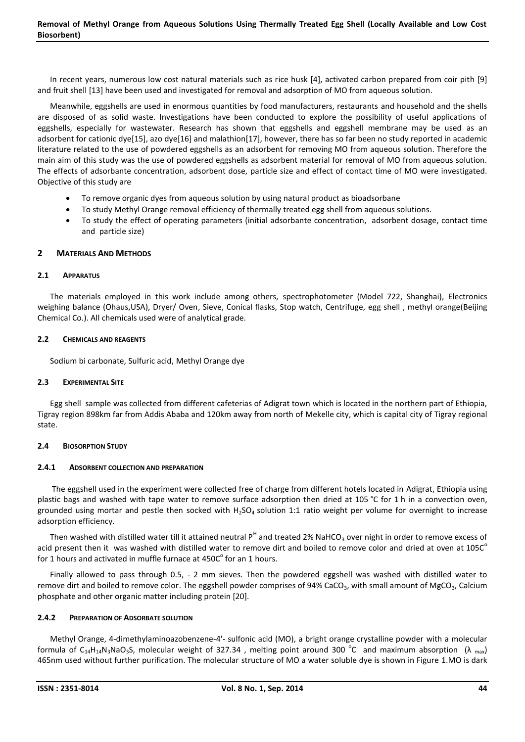In recent years, numerous low cost natural materials such as rice husk [4], activated carbon prepared from coir pith [9] and fruit shell [13] have been used and investigated for removal and adsorption of MO from aqueous solution.

Meanwhile, eggshells are used in enormous quantities by food manufacturers, restaurants and household and the shells are disposed of as solid waste. Investigations have been conducted to explore the possibility of useful applications of eggshells, especially for wastewater. Research has shown that eggshells and eggshell membrane may be used as an adsorbent for cationic dye[15], azo dye[16] and malathion[17], however, there has so far been no study reported in academic literature related to the use of powdered eggshells as an adsorbent for removing MO from aqueous solution. Therefore the main aim of this study was the use of powdered eggshells as adsorbent material for removal of MO from aqueous solution. The effects of adsorbante concentration, adsorbent dose, particle size and effect of contact time of MO were investigated. Objective of this study are

- To remove organic dyes from aqueous solution by using natural product as bioadsorbane
- To study Methyl Orange removal efficiency of thermally treated egg shell from aqueous solutions.
- To study the effect of operating parameters (initial adsorbante concentration, adsorbent dosage, contact time and particle size)

## 2 MATERIALS AND METHODS

### 2.1 APPARATUS

The materials employed in this work include among others, spectrophotometer (Model 722, Shanghai), Electronics weighing balance (Ohaus,USA), Dryer/ Oven, Sieve, Conical flasks, Stop watch, Centrifuge, egg shell , methyl orange(Beijing Chemical Co.). All chemicals used were of analytical grade.

### 2.2 CHEMICALS AND REAGENTS

Sodium bi carbonate, Sulfuric acid, Methyl Orange dye

### 2.3 EXPERIMENTAL SITE

Egg shell sample was collected from different cafeterias of Adigrat town which is located in the northern part of Ethiopia, Tigray region 898km far from Addis Ababa and 120km away from north of Mekelle city, which is capital city of Tigray regional state.

### 2.4 BIOSORPTION STUDY

#### 2.4.1 ADSORBENT COLLECTION AND PREPARATION

The eggshell used in the experiment were collected free of charge from different hotels located in Adigrat, Ethiopia using plastic bags and washed with tape water to remove surface adsorption then dried at 105 °C for 1 h in a convection oven, grounded using mortar and pestle then socked with $H_2SO_4$ solution 1:1 ratio weight per volume for overnight to increase adsorption efficiency.

Then washed with distilled water till it attained neutral $P^H$ and treated 2% $NaHCO_3$ over night in order to remove excess of acid present then it was washed with distilled water to remove dirt and boiled to remove color and dried at oven at 105C$^o$ for 1 hours and activated in muffle furnace at 450C$^o$ for an 1 hours.

Finally allowed to pass through 0.5, - 2 mm sieves. Then the powdered eggshell was washed with distilled water to remove dirt and boiled to remove color. The eggshell powder comprises of 94% $CaCO_3$, with small amount of $MgCO_3$, Calcium phosphate and other organic matter including protein [20].

#### 2.4.2 PREPARATION OF ADSORBATE SOLUTION

Methyl Orange, 4-dimethylaminoazobenzene-4'- sulfonic acid (MO), a bright orange crystalline powder with a molecular formula of $C_{14}H_{14}N_3NaO_3S$, molecular weight of 327.34 , melting point around 300 $^oC$ and maximum absorption ($\lambda_{max}$) 465nm used without further purification. The molecular structure of MO a water soluble dye is shown in Figure 1.MO is dark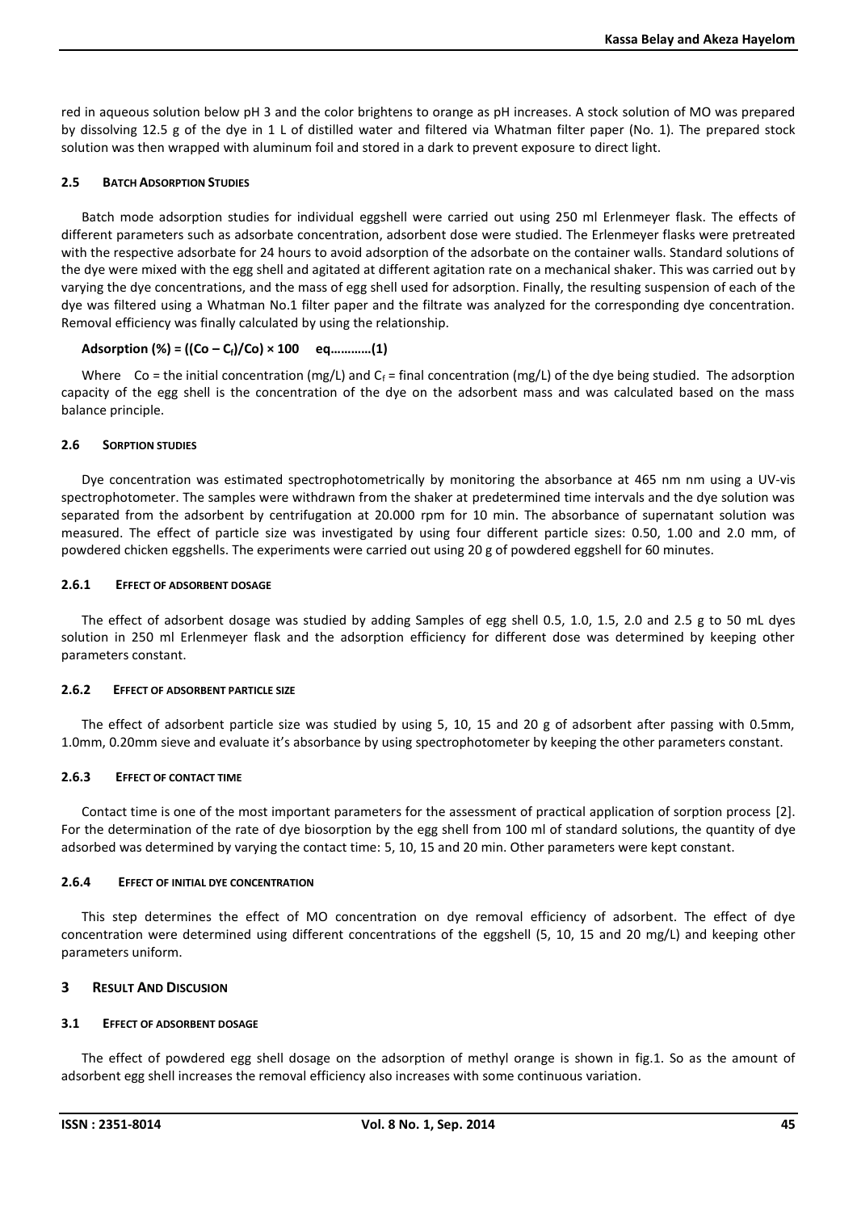red in aqueous solution below pH 3 and the color brightens to orange as pH increases. A stock solution of MO was prepared by dissolving 12.5 g of the dye in 1 L of distilled water and filtered via Whatman filter paper (No. 1). The prepared stock solution was then wrapped with aluminum foil and stored in a dark to prevent exposure to direct light.

### 2.5 Batch Adsorption Studies

Batch mode adsorption studies for individual eggshell were carried out using 250 ml Erlenmeyer flask. The effects of different parameters such as adsorbate concentration, adsorbent dose were studied. The Erlenmeyer flasks were pretreated with the respective adsorbate for 24 hours to avoid adsorption of the adsorbate on the container walls. Standard solutions of the dye were mixed with the egg shell and agitated at different agitation rate on a mechanical shaker. This was carried out by varying the dye concentrations, and the mass of egg shell used for adsorption. Finally, the resulting suspension of each of the dye was filtered using a Whatman No.1 filter paper and the filtrate was analyzed for the corresponding dye concentration. Removal efficiency was finally calculated by using the relationship.

$$\text{Adsorption (\%)} = ((C_o - C_f)/C_o) \times 100 \quad \text{eq…………(1)}$$

Where $C_o$ = the initial concentration (mg/L) and $C_f$ = final concentration (mg/L) of the dye being studied. The adsorption capacity of the egg shell is the concentration of the dye on the adsorbent mass and was calculated based on the mass balance principle.

### 2.6 Sorption Studies

Dye concentration was estimated spectrophotometrically by monitoring the absorbance at 465 nm nm using a UV-vis spectrophotometer. The samples were withdrawn from the shaker at predetermined time intervals and the dye solution was separated from the adsorbent by centrifugation at 20.000 rpm for 10 min. The absorbance of supernatant solution was measured. The effect of particle size was investigated by using four different particle sizes: 0.50, 1.00 and 2.0 mm, of powdered chicken eggshells. The experiments were carried out using 20 g of powdered eggshell for 60 minutes.

#### 2.6.1 Effect of Adsorbent Dosage

The effect of adsorbent dosage was studied by adding Samples of egg shell 0.5, 1.0, 1.5, 2.0 and 2.5 g to 50 mL dyes solution in 250 ml Erlenmeyer flask and the adsorption efficiency for different dose was determined by keeping other parameters constant.

#### 2.6.2 Effect of Adsorbent Particle Size

The effect of adsorbent particle size was studied by using 5, 10, 15 and 20 g of adsorbent after passing with 0.5mm, 1.0mm, 0.20mm sieve and evaluate it's absorbance by using spectrophotometer by keeping the other parameters constant.

#### 2.6.3 Effect of Contact Time

Contact time is one of the most important parameters for the assessment of practical application of sorption process [2]. For the determination of the rate of dye biosorption by the egg shell from 100 ml of standard solutions, the quantity of dye adsorbed was determined by varying the contact time: 5, 10, 15 and 20 min. Other parameters were kept constant.

#### 2.6.4 Effect of Initial Dye Concentration

This step determines the effect of MO concentration on dye removal efficiency of adsorbent. The effect of dye concentration were determined using different concentrations of the eggshell (5, 10, 15 and 20 mg/L) and keeping other parameters uniform.

## 3 Result And Discusion

### 3.1 Effect of Adsorbent Dosage

The effect of powdered egg shell dosage on the adsorption of methyl orange is shown in fig.1. So as the amount of adsorbent egg shell increases the removal efficiency also increases with some continuous variation.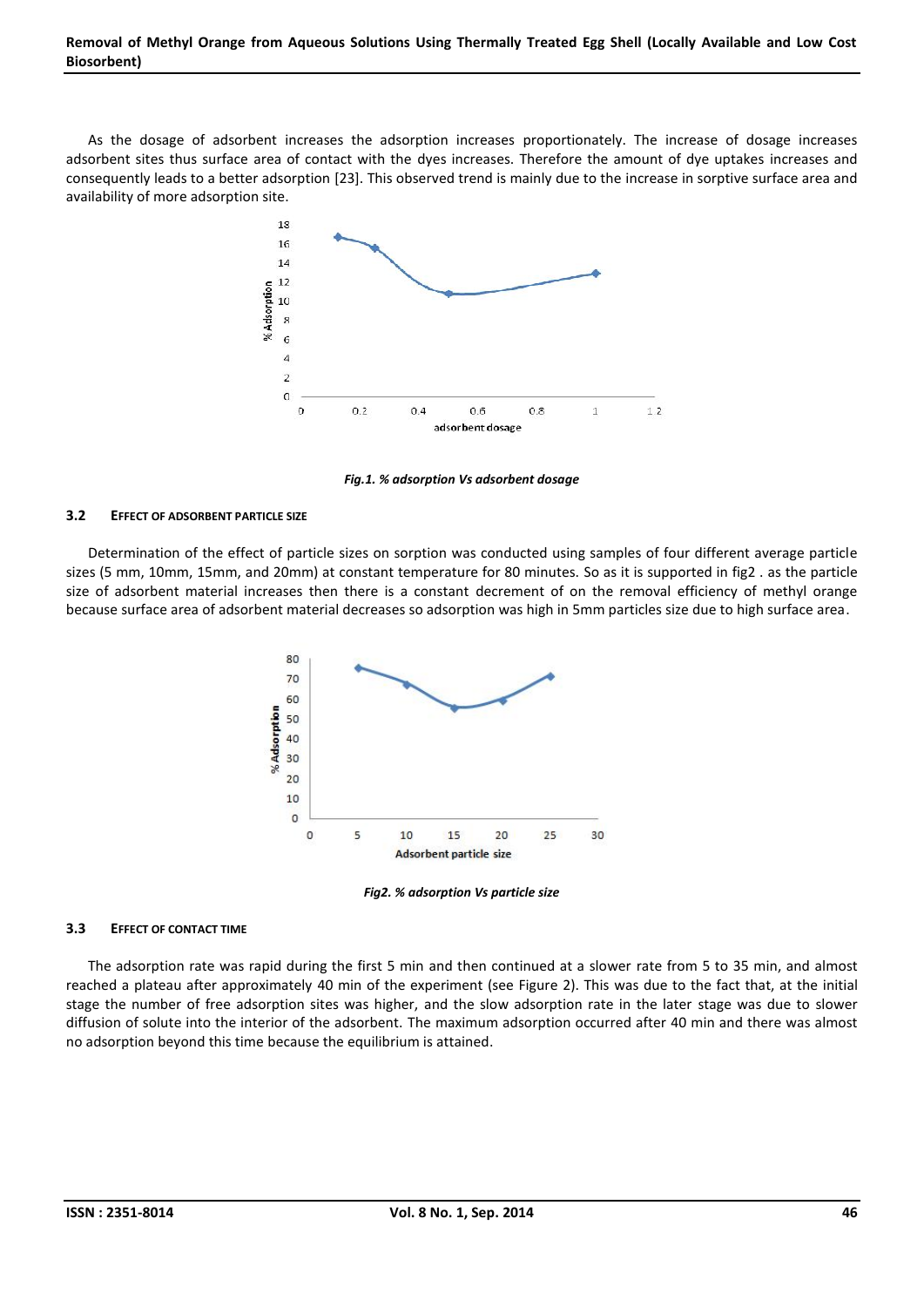As the dosage of adsorbent increases the adsorption increases proportionately. The increase of dosage increases adsorbent sites thus surface area of contact with the dyes increases. Therefore the amount of dye uptakes increases and consequently leads to a better adsorption [23]. This observed trend is mainly due to the increase in sorptive surface area and availability of more adsorption site.

*Fig.1. % adsorption Vs adsorbent dosage*

### 3.2 EFFECT OF ADSORBENT PARTICLE SIZE

Determination of the effect of particle sizes on sorption was conducted using samples of four different average particle sizes (5 mm, 10mm, 15mm, and 20mm) at constant temperature for 80 minutes. So as it is supported in fig2 . as the particle size of adsorbent material increases then there is a constant decrement of on the removal efficiency of methyl orange because surface area of adsorbent material decreases so adsorption was high in 5mm particles size due to high surface area.

*Fig2. % adsorption Vs particle size*

### 3.3 EFFECT OF CONTACT TIME

The adsorption rate was rapid during the first 5 min and then continued at a slower rate from 5 to 35 min, and almost reached a plateau after approximately 40 min of the experiment (see Figure 2). This was due to the fact that, at the initial stage the number of free adsorption sites was higher, and the slow adsorption rate in the later stage was due to slower diffusion of solute into the interior of the adsorbent. The maximum adsorption occurred after 40 min and there was almost no adsorption beyond this time because the equilibrium is attained.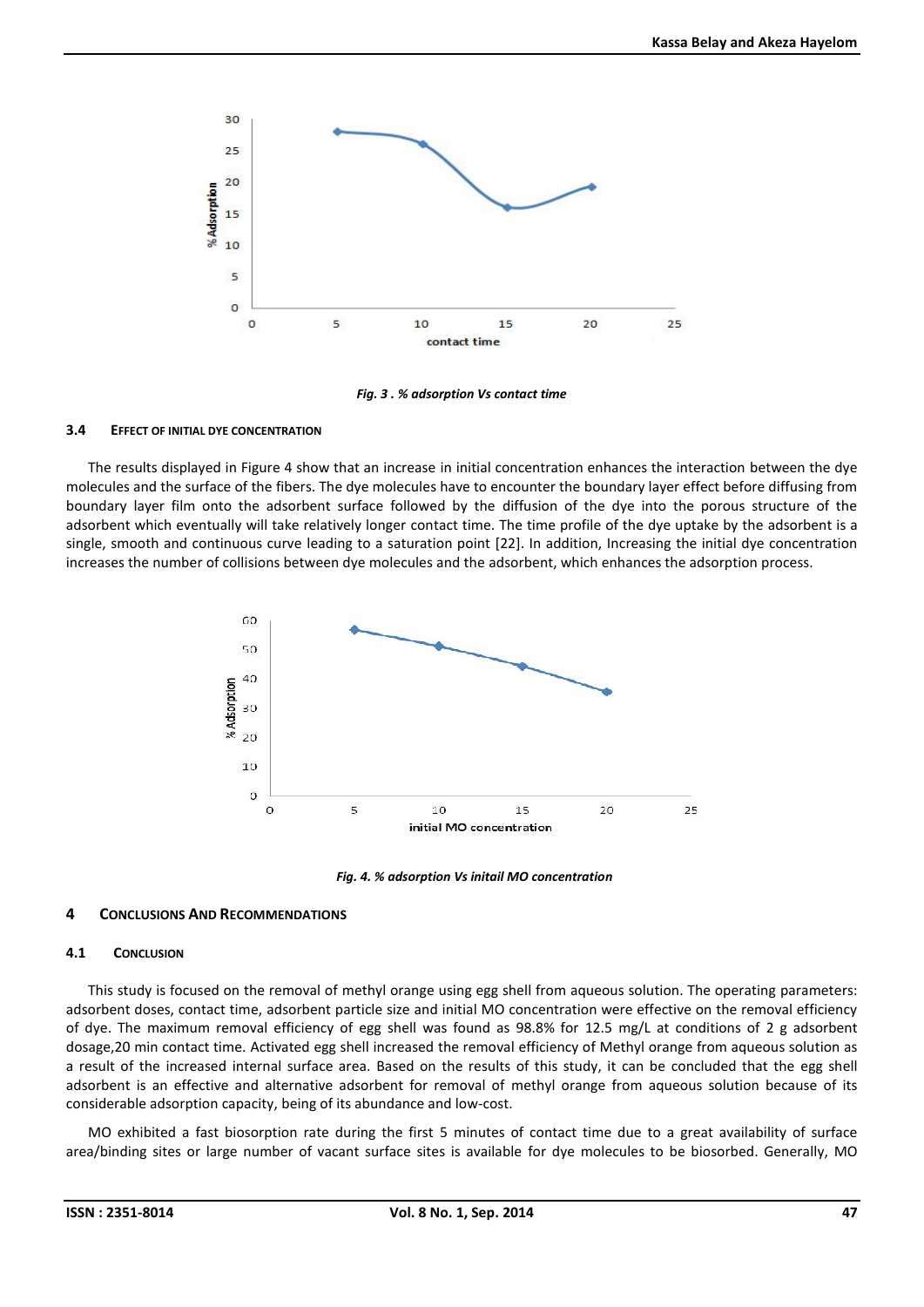*Fig. 3 . % adsorption Vs contact time*

### 3.4 EFFECT OF INITIAL DYE CONCENTRATION

The results displayed in Figure 4 show that an increase in initial concentration enhances the interaction between the dye molecules and the surface of the fibers. The dye molecules have to encounter the boundary layer effect before diffusing from boundary layer film onto the adsorbent surface followed by the diffusion of the dye into the porous structure of the adsorbent which eventually will take relatively longer contact time. The time profile of the dye uptake by the adsorbent is a single, smooth and continuous curve leading to a saturation point [22]. In addition, Increasing the initial dye concentration increases the number of collisions between dye molecules and the adsorbent, which enhances the adsorption process.

*Fig. 4. % adsorption Vs initail MO concentration*

## 4 CONCLUSIONS AND RECOMMENDATIONS

### 4.1 CONCLUSION

This study is focused on the removal of methyl orange using egg shell from aqueous solution. The operating parameters: adsorbent doses, contact time, adsorbent particle size and initial MO concentration were effective on the removal efficiency of dye. The maximum removal efficiency of egg shell was found as 98.8% for 12.5 mg/L at conditions of 2 g adsorbent dosage,20 min contact time. Activated egg shell increased the removal efficiency of Methyl orange from aqueous solution as a result of the increased internal surface area. Based on the results of this study, it can be concluded that the egg shell adsorbent is an effective and alternative adsorbent for removal of methyl orange from aqueous solution because of its considerable adsorption capacity, being of its abundance and low-cost.

MO exhibited a fast biosorption rate during the first 5 minutes of contact time due to a great availability of surface area/binding sites or large number of vacant surface sites is available for dye molecules to be biosorbed. Generally, MO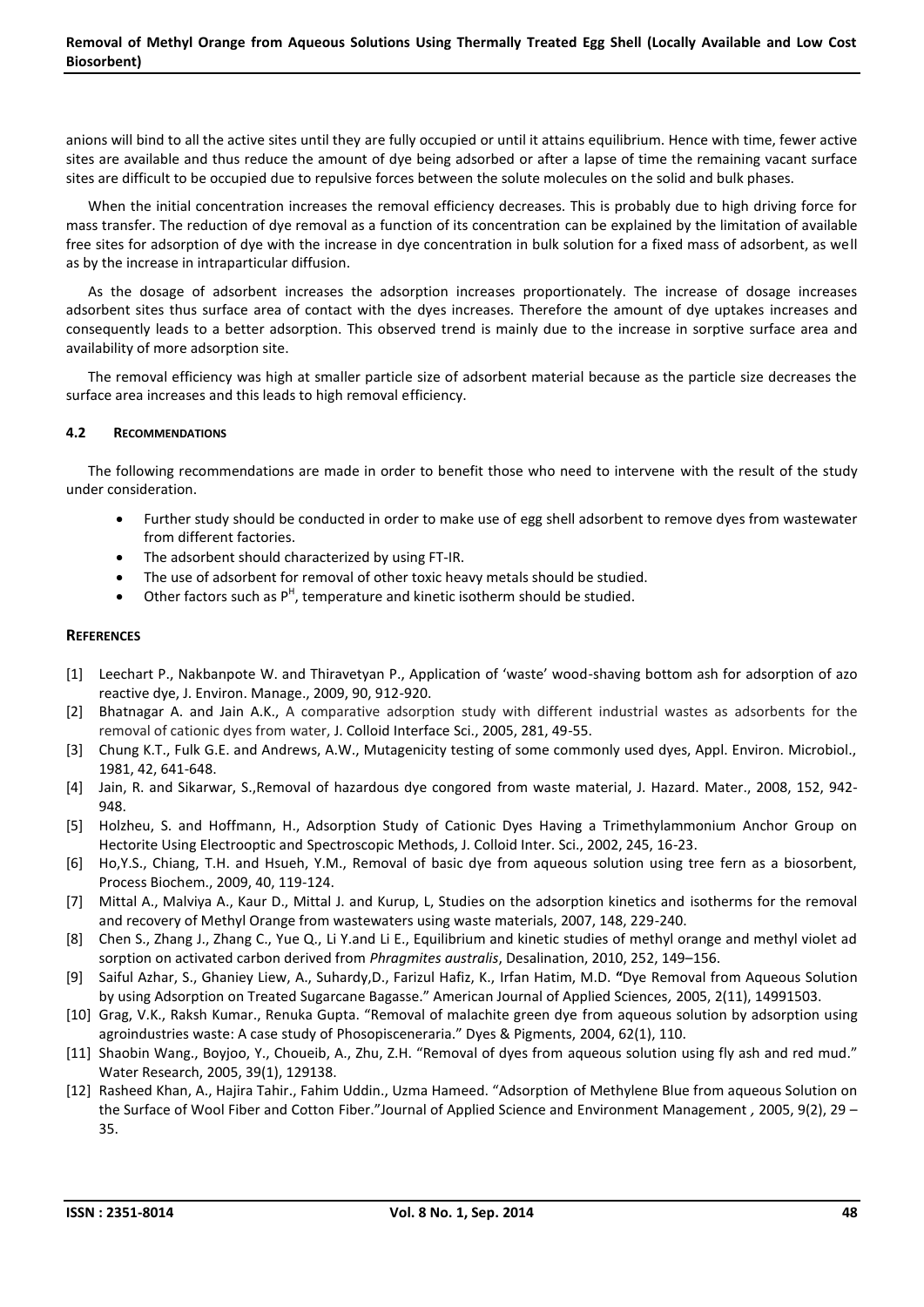anions will bind to all the active sites until they are fully occupied or until it attains equilibrium. Hence with time, fewer active sites are available and thus reduce the amount of dye being adsorbed or after a lapse of time the remaining vacant surface sites are difficult to be occupied due to repulsive forces between the solute molecules on the solid and bulk phases.

When the initial concentration increases the removal efficiency decreases. This is probably due to high driving force for mass transfer. The reduction of dye removal as a function of its concentration can be explained by the limitation of available free sites for adsorption of dye with the increase in dye concentration in bulk solution for a fixed mass of adsorbent, as well as by the increase in intraparticular diffusion.

As the dosage of adsorbent increases the adsorption increases proportionately. The increase of dosage increases adsorbent sites thus surface area of contact with the dyes increases. Therefore the amount of dye uptakes increases and consequently leads to a better adsorption. This observed trend is mainly due to the increase in sorptive surface area and availability of more adsorption site.

The removal efficiency was high at smaller particle size of adsorbent material because as the particle size decreases the surface area increases and this leads to high removal efficiency.

### 4.2 Recommendations

The following recommendations are made in order to benefit those who need to intervene with the result of the study under consideration.

- Further study should be conducted in order to make use of egg shell adsorbent to remove dyes from wastewater from different factories.
- The adsorbent should characterized by using FT-IR.
- The use of adsorbent for removal of other toxic heavy metals should be studied.
- Other factors such as $P^H$, temperature and kinetic isotherm should be studied.

## References

[1] Leechart P., Nakbanpote W. and Thiravetyan P., Application of 'waste' wood-shaving bottom ash for adsorption of azo reactive dye, J. Environ. Manage., 2009, 90, 912-920.

[2] Bhatnagar A. and Jain A.K., A comparative adsorption study with different industrial wastes as adsorbents for the removal of cationic dyes from water, J. Colloid Interface Sci., 2005, 281, 49-55.

[3] Chung K.T., Fulk G.E. and Andrews, A.W., Mutagenicity testing of some commonly used dyes, Appl. Environ. Microbiol., 1981, 42, 641-648.

[4] Jain, R. and Sikarwar, S.,Removal of hazardous dye congored from waste material, J. Hazard. Mater., 2008, 152, 942-948.

[5] Holzheu, S. and Hoffmann, H., Adsorption Study of Cationic Dyes Having a Trimethylammonium Anchor Group on Hectorite Using Electrooptic and Spectroscopic Methods, J. Colloid Inter. Sci., 2002, 245, 16-23.

[6] Ho,Y.S., Chiang, T.H. and Hsueh, Y.M., Removal of basic dye from aqueous solution using tree fern as a biosorbent, Process Biochem., 2009, 40, 119-124.

[7] Mittal A., Malviya A., Kaur D., Mittal J. and Kurup, L, Studies on the adsorption kinetics and isotherms for the removal and recovery of Methyl Orange from wastewaters using waste materials, 2007, 148, 229-240.

[8] Chen S., Zhang J., Zhang C., Yue Q., Li Y.and Li E., Equilibrium and kinetic studies of methyl orange and methyl violet ad sorption on activated carbon derived from *Phragmites australis*, Desalination, 2010, 252, 149–156.

[9] Saiful Azhar, S., Ghaniey Liew, A., Suhardy,D., Farizul Hafiz, K., Irfan Hatim, M.D. **"**Dye Removal from Aqueous Solution by using Adsorption on Treated Sugarcane Bagasse." American Journal of Applied Sciences*,* 2005, 2(11), 14991503.

[10] Grag, V.K., Raksh Kumar., Renuka Gupta. "Removal of malachite green dye from aqueous solution by adsorption using agroindustries waste: A case study of Phosopisceneraria." Dyes & Pigments, 2004, 62(1), 110.

[11] Shaobin Wang., Boyjoo, Y., Choueib, A., Zhu, Z.H. "Removal of dyes from aqueous solution using fly ash and red mud." Water Research, 2005, 39(1), 129138.

[12] Rasheed Khan, A., Hajira Tahir., Fahim Uddin., Uzma Hameed. "Adsorption of Methylene Blue from aqueous Solution on the Surface of Wool Fiber and Cotton Fiber."Journal of Applied Science and Environment Management *,* 2005, 9(2), 29 – 35.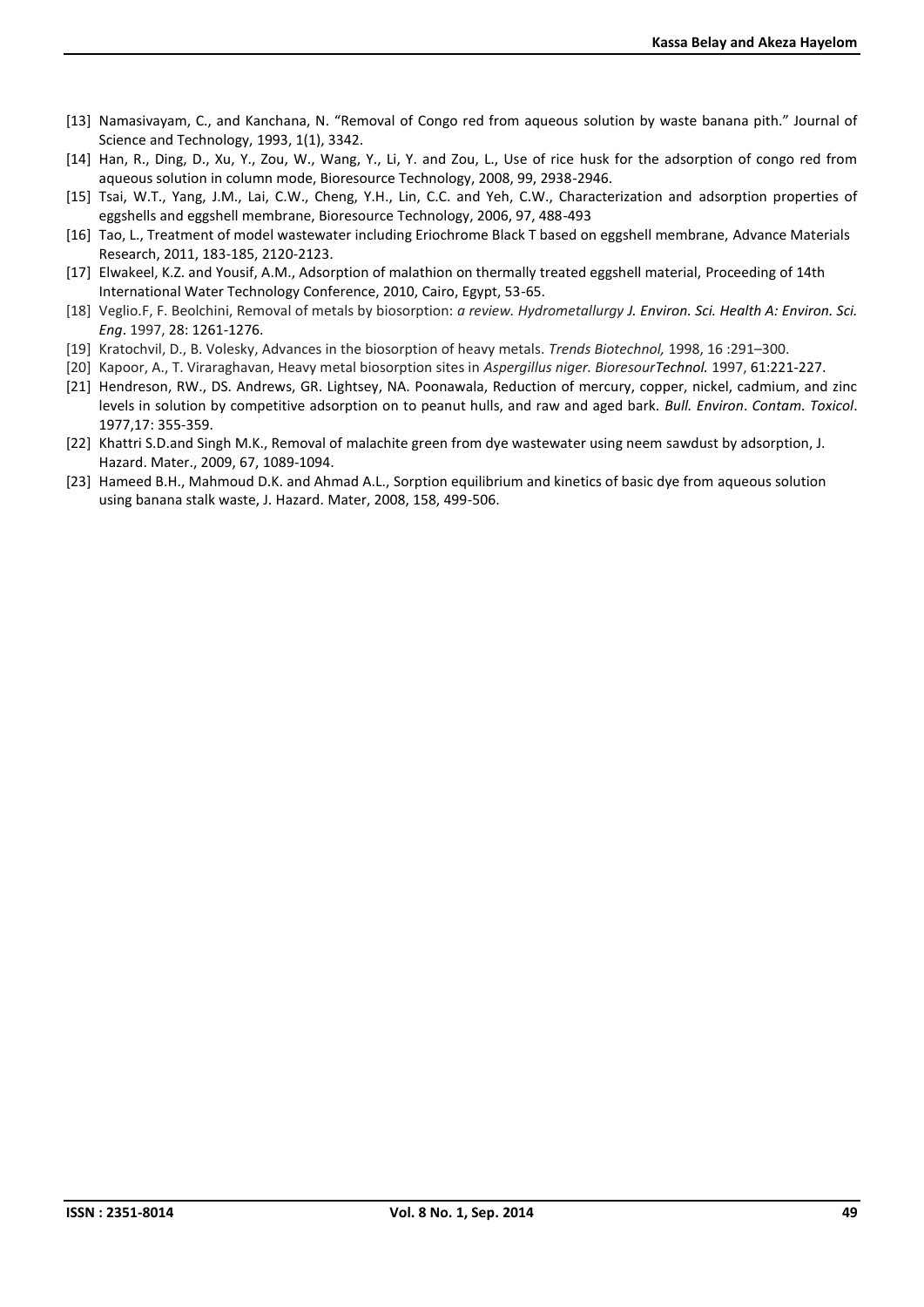[13] Namasivayam, C., and Kanchana, N. "Removal of Congo red from aqueous solution by waste banana pith." Journal of Science and Technology, 1993, 1(1), 3342.

[14] Han, R., Ding, D., Xu, Y., Zou, W., Wang, Y., Li, Y. and Zou, L., Use of rice husk for the adsorption of congo red from aqueous solution in column mode, Bioresource Technology, 2008, 99, 2938-2946.

[15] Tsai, W.T., Yang, J.M., Lai, C.W., Cheng, Y.H., Lin, C.C. and Yeh, C.W., Characterization and adsorption properties of eggshells and eggshell membrane, Bioresource Technology, 2006, 97, 488-493

[16] Tao, L., Treatment of model wastewater including Eriochrome Black T based on eggshell membrane, Advance Materials Research, 2011, 183-185, 2120-2123.

[17] Elwakeel, K.Z. and Yousif, A.M., Adsorption of malathion on thermally treated eggshell material, Proceeding of 14th International Water Technology Conference, 2010, Cairo, Egypt, 53-65.

[18] Veglio.F, F. Beolchini, Removal of metals by biosorption: *a review. Hydrometallurgy J. Environ. Sci. Health A: Environ. Sci. Eng*. 1997, 28: 1261-1276.

[19] Kratochvil, D., B. Volesky, Advances in the biosorption of heavy metals. *Trends Biotechnol,* 1998, 16 :291–300.

[20] Kapoor, A., T. Viraraghavan, Heavy metal biosorption sites in *Aspergillus niger. BioresourTechnol.* 1997, 61:221-227.

[21] Hendreson, RW., DS. Andrews, GR. Lightsey, NA. Poonawala, Reduction of mercury, copper, nickel, cadmium, and zinc levels in solution by competitive adsorption on to peanut hulls, and raw and aged bark. *Bull. Environ*. *Contam. Toxicol*. 1977,17: 355-359.

[22] Khattri S.D.and Singh M.K., Removal of malachite green from dye wastewater using neem sawdust by adsorption, J. Hazard. Mater., 2009, 67, 1089-1094.

[23] Hameed B.H., Mahmoud D.K. and Ahmad A.L., Sorption equilibrium and kinetics of basic dye from aqueous solution using banana stalk waste, J. Hazard. Mater, 2008, 158, 499-506.